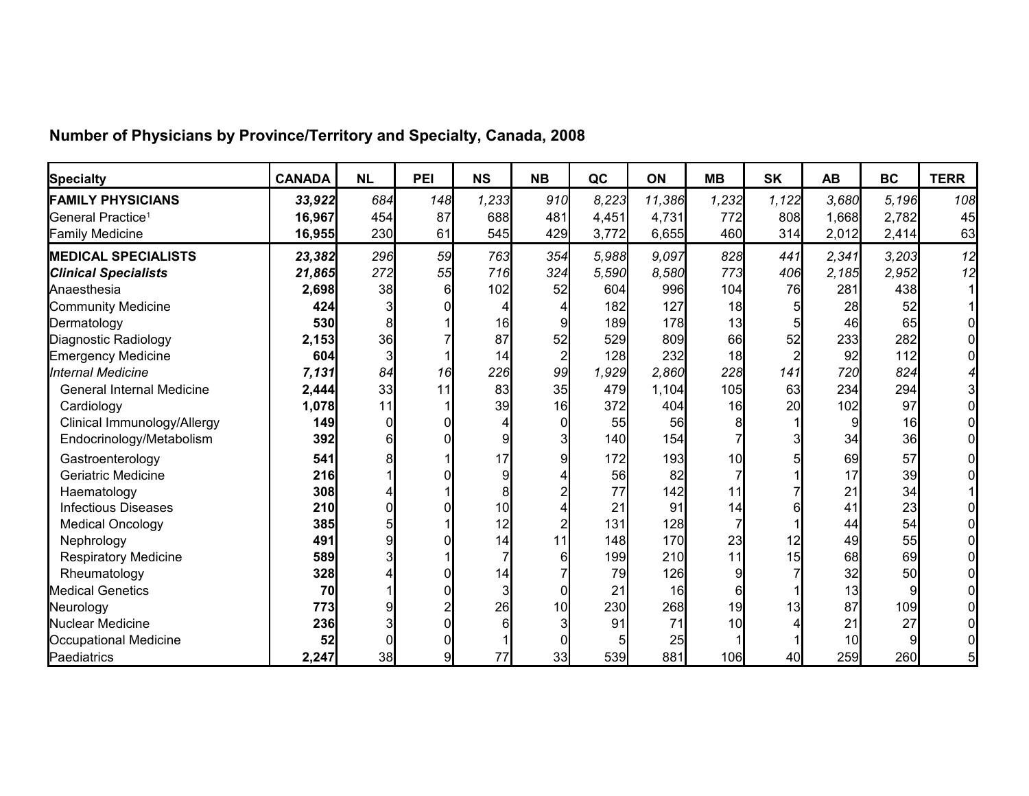## Number of Physicians by Province/Territory and Specialty, Canada, 2008

| Specialty | CANADA | NL | PEI | NS | NB | QC | ON | MB | SK | AB | BC | TERR |
|---|---|---|---|---|---|---|---|---|---|---|---|---|
| **FAMILY PHYSICIANS** | ***33,922*** | *684* | *148* | *1,233* | *910* | *8,223* | *11,386* | *1,232* | *1,122* | *3,680* | *5,196* | *108* |
| General Practice[1] | **16,967** | 454 | 87 | 688 | 481 | 4,451 | 4,731 | 772 | 808 | 1,668 | 2,782 | 45 |
| Family Medicine | **16,955** | 230 | 61 | 545 | 429 | 3,772 | 6,655 | 460 | 314 | 2,012 | 2,414 | 63 |
| **MEDICAL SPECIALISTS** | ***23,382*** | *296* | *59* | *763* | *354* | *5,988* | *9,097* | *828* | *441* | *2,341* | *3,203* | *12* |
| ***Clinical Specialists*** | ***21,865*** | *272* | *55* | *716* | *324* | *5,590* | *8,580* | *773* | *406* | *2,185* | *2,952* | *12* |
| Anaesthesia | **2,698** | 38 | 6 | 102 | 52 | 604 | 996 | 104 | 76 | 281 | 438 | 1 |
| Community Medicine | **424** | 3 | 0 | 4 | 4 | 182 | 127 | 18 | 5 | 28 | 52 | 1 |
| Dermatology | **530** | 8 | 1 | 16 | 9 | 189 | 178 | 13 | 5 | 46 | 65 | 0 |
| Diagnostic Radiology | **2,153** | 36 | 7 | 87 | 52 | 529 | 809 | 66 | 52 | 233 | 282 | 0 |
| Emergency Medicine | **604** | 3 | 1 | 14 | 2 | 128 | 232 | 18 | 2 | 92 | 112 | 0 |
| *Internal Medicine* | ***7,131*** | *84* | *16* | *226* | *99* | *1,929* | *2,860* | *228* | *141* | *720* | *824* | *4* |
| General Internal Medicine | **2,444** | 33 | 11 | 83 | 35 | 479 | 1,104 | 105 | 63 | 234 | 294 | 3 |
| Cardiology | **1,078** | 11 | 1 | 39 | 16 | 372 | 404 | 16 | 20 | 102 | 97 | 0 |
| Clinical Immunology/Allergy | **149** | 0 | 0 | 4 | 0 | 55 | 56 | 8 | 1 | 9 | 16 | 0 |
| Endocrinology/Metabolism | **392** | 6 | 0 | 9 | 3 | 140 | 154 | 7 | 3 | 34 | 36 | 0 |
| Gastroenterology | **541** | 8 | 1 | 17 | 9 | 172 | 193 | 10 | 5 | 69 | 57 | 0 |
| Geriatric Medicine | **216** | 1 | 0 | 9 | 4 | 56 | 82 | 7 | 1 | 17 | 39 | 0 |
| Haematology | **308** | 4 | 1 | 8 | 2 | 77 | 142 | 11 | 7 | 21 | 34 | 1 |
| Infectious Diseases | **210** | 0 | 0 | 10 | 4 | 21 | 91 | 14 | 6 | 41 | 23 | 0 |
| Medical Oncology | **385** | 5 | 1 | 12 | 2 | 131 | 128 | 7 | 1 | 44 | 54 | 0 |
| Nephrology | **491** | 9 | 0 | 14 | 11 | 148 | 170 | 23 | 12 | 49 | 55 | 0 |
| Respiratory Medicine | **589** | 3 | 1 | 7 | 6 | 199 | 210 | 11 | 15 | 68 | 69 | 0 |
| Rheumatology | **328** | 4 | 0 | 14 | 7 | 79 | 126 | 9 | 7 | 32 | 50 | 0 |
| Medical Genetics | **70** | 1 | 0 | 3 | 0 | 21 | 16 | 6 | 1 | 13 | 9 | 0 |
| Neurology | **773** | 9 | 2 | 26 | 10 | 230 | 268 | 19 | 13 | 87 | 109 | 0 |
| Nuclear Medicine | **236** | 3 | 0 | 6 | 3 | 91 | 71 | 10 | 4 | 21 | 27 | 0 |
| Occupational Medicine | **52** | 0 | 0 | 1 | 0 | 5 | 25 | 1 | 1 | 10 | 9 | 0 |
| Paediatrics | **2,247** | 38 | 9 | 77 | 33 | 539 | 881 | 106 | 40 | 259 | 260 | 5 |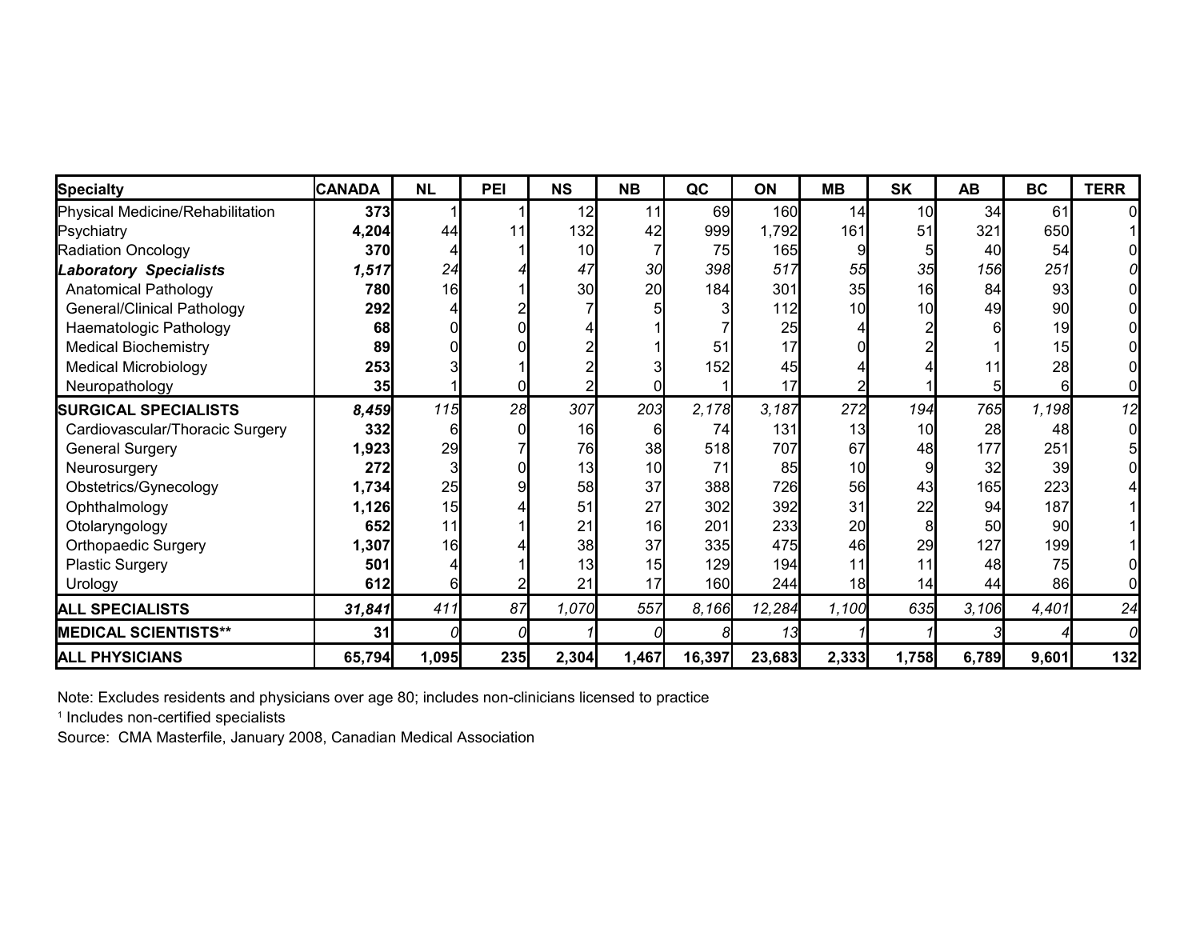| Specialty | CANADA | NL | PEI | NS | NB | QC | ON | MB | SK | AB | BC | TERR |
|---|---|---|---|---|---|---|---|---|---|---|---|---|
| Physical Medicine/Rehabilitation | **373** | 1 | 1 | 12 | 11 | 69 | 160 | 14 | 10 | 34 | 61 | 0 |
| Psychiatry | **4,204** | 44 | 11 | 132 | 42 | 999 | 1,792 | 161 | 51 | 321 | 650 | 1 |
| Radiation Oncology | **370** | 4 | 1 | 10 | 7 | 75 | 165 | 9 | 5 | 40 | 54 | 0 |
| ***Laboratory Specialists*** | ***1,517*** | *24* | *4* | *47* | *30* | *398* | *517* | *55* | *35* | *156* | *251* | *0* |
| Anatomical Pathology | **780** | 16 | 1 | 30 | 20 | 184 | 301 | 35 | 16 | 84 | 93 | 0 |
| General/Clinical Pathology | **292** | 4 | 2 | 7 | 5 | 3 | 112 | 10 | 10 | 49 | 90 | 0 |
| Haematologic Pathology | **68** | 0 | 0 | 4 | 1 | 7 | 25 | 4 | 2 | 6 | 19 | 0 |
| Medical Biochemistry | **89** | 0 | 0 | 2 | 1 | 51 | 17 | 0 | 2 | 1 | 15 | 0 |
| Medical Microbiology | **253** | 3 | 1 | 2 | 3 | 152 | 45 | 4 | 4 | 11 | 28 | 0 |
| Neuropathology | **35** | 1 | 0 | 2 | 0 | 1 | 17 | 2 | 1 | 5 | 6 | 0 |
| **SURGICAL SPECIALISTS** | ***8,459*** | *115* | *28* | *307* | *203* | *2,178* | *3,187* | *272* | *194* | *765* | *1,198* | *12* |
| Cardiovascular/Thoracic Surgery | **332** | 6 | 0 | 16 | 6 | 74 | 131 | 13 | 10 | 28 | 48 | 0 |
| General Surgery | **1,923** | 29 | 7 | 76 | 38 | 518 | 707 | 67 | 48 | 177 | 251 | 5 |
| Neurosurgery | **272** | 3 | 0 | 13 | 10 | 71 | 85 | 10 | 9 | 32 | 39 | 0 |
| Obstetrics/Gynecology | **1,734** | 25 | 9 | 58 | 37 | 388 | 726 | 56 | 43 | 165 | 223 | 4 |
| Ophthalmology | **1,126** | 15 | 4 | 51 | 27 | 302 | 392 | 31 | 22 | 94 | 187 | 1 |
| Otolaryngology | **652** | 11 | 1 | 21 | 16 | 201 | 233 | 20 | 8 | 50 | 90 | 1 |
| Orthopaedic Surgery | **1,307** | 16 | 4 | 38 | 37 | 335 | 475 | 46 | 29 | 127 | 199 | 1 |
| Plastic Surgery | **501** | 4 | 1 | 13 | 15 | 129 | 194 | 11 | 11 | 48 | 75 | 0 |
| Urology | **612** | 6 | 2 | 21 | 17 | 160 | 244 | 18 | 14 | 44 | 86 | 0 |
| **ALL SPECIALISTS** | ***31,841*** | *411* | *87* | *1,070* | *557* | *8,166* | *12,284* | *1,100* | *635* | *3,106* | *4,401* | *24* |
| **MEDICAL SCIENTISTS**** | **31** | *0* | *0* | *1* | *0* | *8* | *13* | *1* | *1* | *3* | *4* | *0* |
| **ALL PHYSICIANS** | **65,794** | **1,095** | **235** | **2,304** | **1,467** | **16,397** | **23,683** | **2,333** | **1,758** | **6,789** | **9,601** | **132** |

Note: Excludes residents and physicians over age 80; includes non-clinicians licensed to practice

[1] Includes non-certified specialists

Source: CMA Masterfile, January 2008, Canadian Medical Association